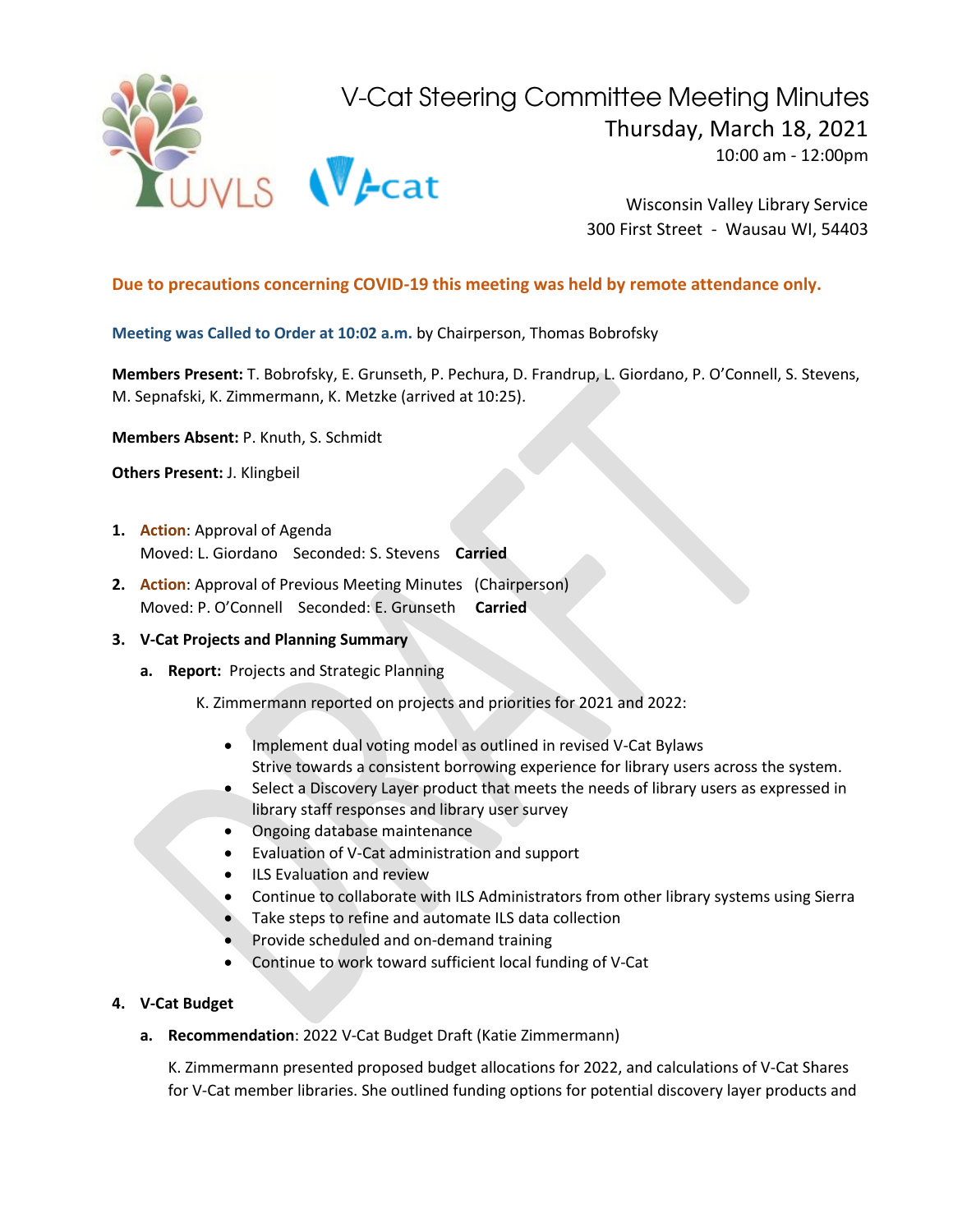# V-Cat Steering Committee Meeting Minutes

**Thursday, March 18, 2021**

10:00 am - 12:00pm

Wisconsin Valley Library Service
300 First Street - Wausau WI, 54403

**Due to precautions concerning COVID-19 this meeting was held by remote attendance only.**

**Meeting was Called to Order at 10:02 a.m.** by Chairperson, Thomas Bobrofsky

**Members Present:** T. Bobrofsky, E. Grunseth, P. Pechura, D. Frandrup, L. Giordano, P. O'Connell, S. Stevens, M. Sepnafski, K. Zimmermann, K. Metzke (arrived at 10:25).

**Members Absent:** P. Knuth, S. Schmidt

**Others Present:** J. Klingbeil

1. **Action**: Approval of Agenda
   Moved: L. Giordano Seconded: S. Stevens **Carried**

2. **Action**: Approval of Previous Meeting Minutes (Chairperson)
   Moved: P. O'Connell Seconded: E. Grunseth **Carried**

3. **V-Cat Projects and Planning Summary**

   a. **Report:** Projects and Strategic Planning

      K. Zimmermann reported on projects and priorities for 2021 and 2022:

      - Implement dual voting model as outlined in revised V-Cat Bylaws
        Strive towards a consistent borrowing experience for library users across the system.
      - Select a Discovery Layer product that meets the needs of library users as expressed in library staff responses and library user survey
      - Ongoing database maintenance
      - Evaluation of V-Cat administration and support
      - ILS Evaluation and review
      - Continue to collaborate with ILS Administrators from other library systems using Sierra
      - Take steps to refine and automate ILS data collection
      - Provide scheduled and on-demand training
      - Continue to work toward sufficient local funding of V-Cat

4. **V-Cat Budget**

   a. **Recommendation**: 2022 V-Cat Budget Draft (Katie Zimmermann)

      K. Zimmermann presented proposed budget allocations for 2022, and calculations of V-Cat Shares for V-Cat member libraries. She outlined funding options for potential discovery layer products and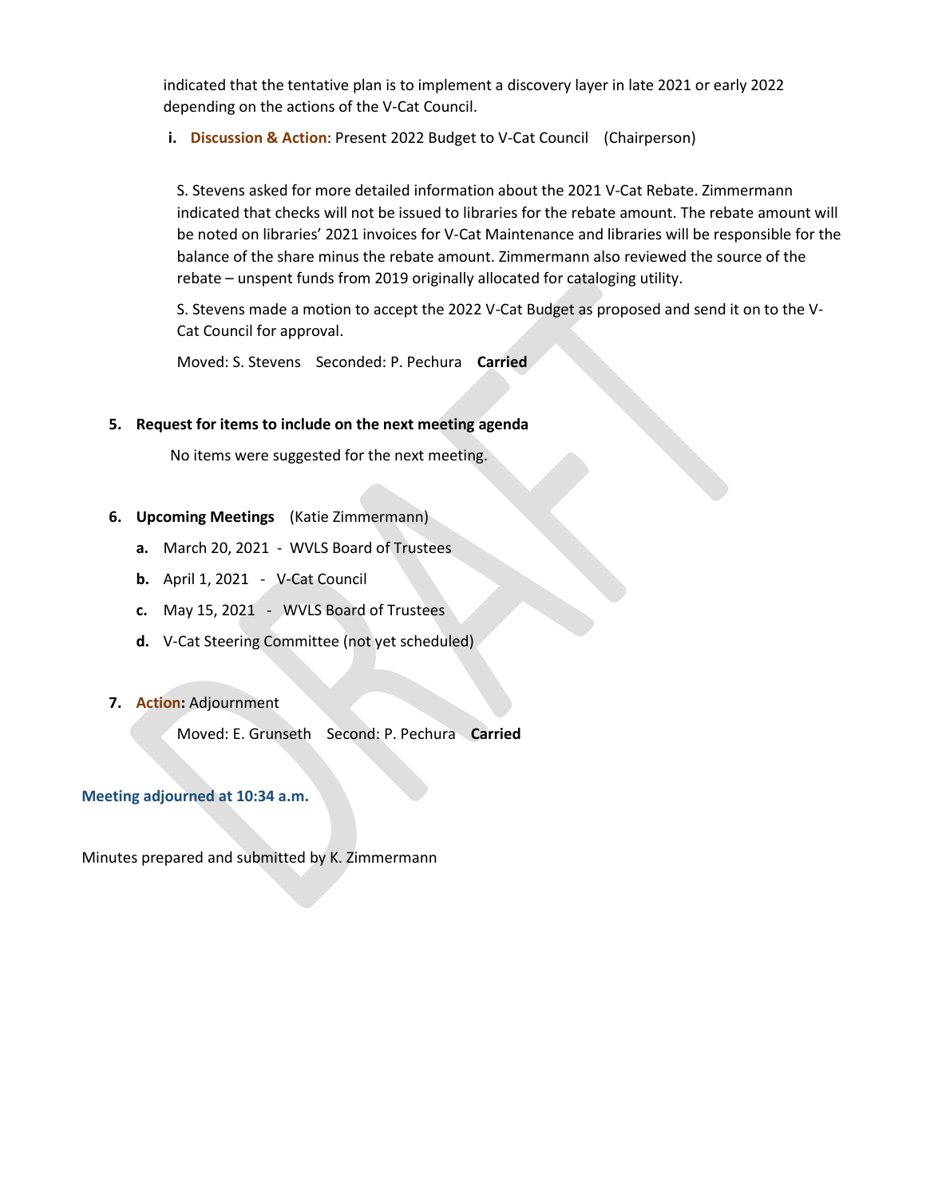indicated that the tentative plan is to implement a discovery layer in late 2021 or early 2022 depending on the actions of the V-Cat Council.

**i. Discussion & Action**: Present 2022 Budget to V-Cat Council (Chairperson)

S. Stevens asked for more detailed information about the 2021 V-Cat Rebate. Zimmermann indicated that checks will not be issued to libraries for the rebate amount. The rebate amount will be noted on libraries' 2021 invoices for V-Cat Maintenance and libraries will be responsible for the balance of the share minus the rebate amount. Zimmermann also reviewed the source of the rebate – unspent funds from 2019 originally allocated for cataloging utility.

S. Stevens made a motion to accept the 2022 V-Cat Budget as proposed and send it on to the V-Cat Council for approval.

Moved: S. Stevens Seconded: P. Pechura **Carried**

**5. Request for items to include on the next meeting agenda**

No items were suggested for the next meeting.

**6. Upcoming Meetings** (Katie Zimmermann)

**a.** March 20, 2021 - WVLS Board of Trustees

**b.** April 1, 2021 - V-Cat Council

**c.** May 15, 2021 - WVLS Board of Trustees

**d.** V-Cat Steering Committee (not yet scheduled)

**7. Action:** Adjournment

Moved: E. Grunseth Second: P. Pechura **Carried**

**Meeting adjourned at 10:34 a.m.**

Minutes prepared and submitted by K. Zimmermann